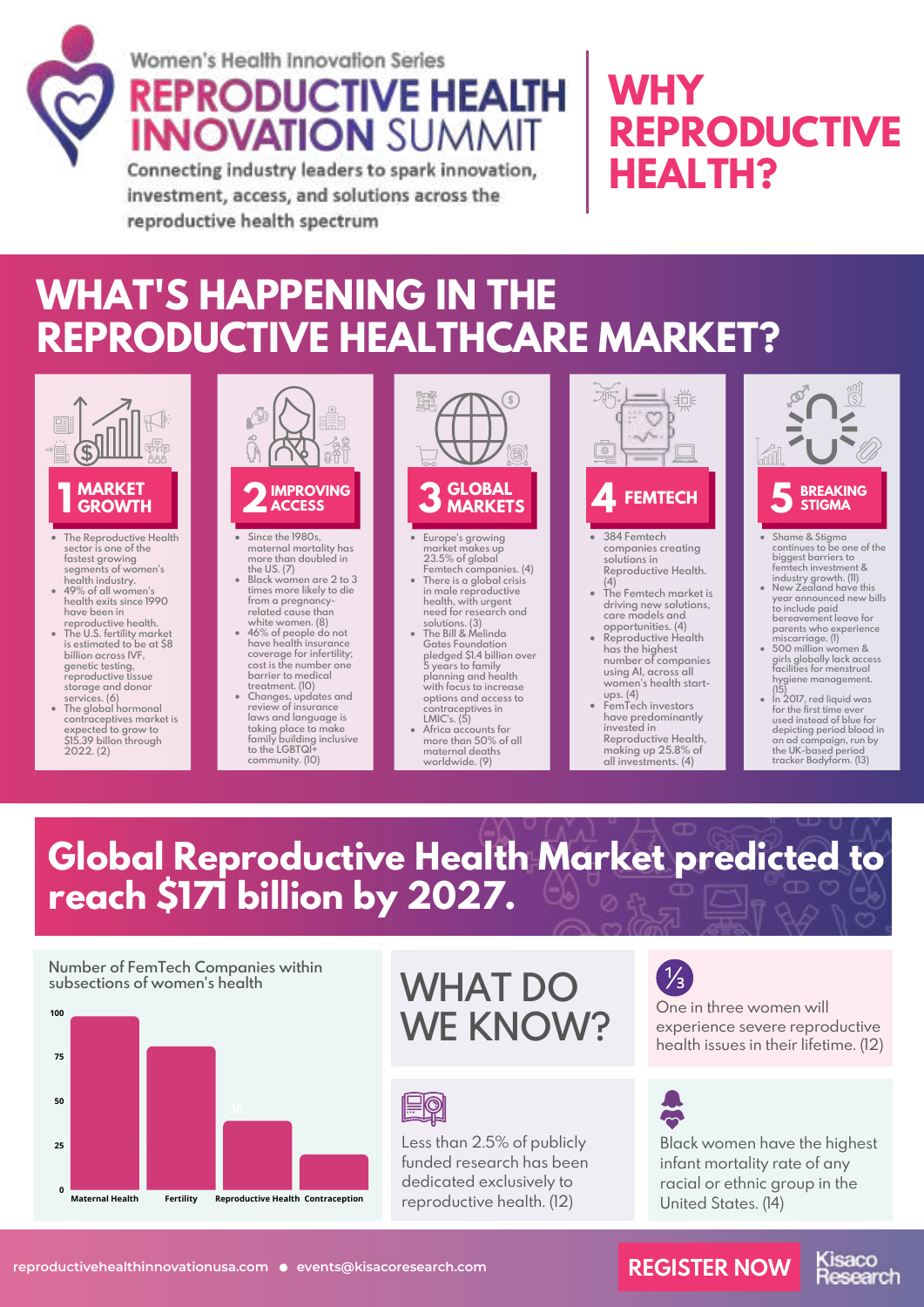Women's Health Innovation Series

# REPRODUCTIVE HEALTH INNOVATION SUMMIT

Connecting industry leaders to spark innovation, investment, access, and solutions across the reproductive health spectrum

# WHY REPRODUCTIVE HEALTH?

## WHAT'S HAPPENING IN THE REPRODUCTIVE HEALTHCARE MARKET?

### 1 MARKET GROWTH

- The Reproductive Health sector is one of the fastest growing segments of women's health industry.
- 49% of all women's health exits since 1990 have been in reproductive health.
- The U.S. fertility market is estimated to be at $8 billion across IVF, genetic testing, reproductive tissue storage and donor services. (6)
- The global hormonal contraceptives market is expected to grow to $15.39 billion through 2022. (2)

### 2 IMPROVING ACCESS

- Since the 1980s, maternal mortality has more than doubled in the US. (7)
- Black women are 2 to 3 times more likely to die from a pregnancy-related cause than white women. (8)
- 46% of people do not have health insurance coverage for infertility; cost is the number one barrier to medical treatment. (10)
- Changes, updates and review of insurance laws and language is taking place to make family building inclusive to the LGBTQI+ community. (10)

### 3 GLOBAL MARKETS

- Europe's growing market makes up 23.5% of global Femtech companies. (4)
- There is a global crisis in male reproductive health, with urgent need for research and solutions. (3)
- The Bill & Melinda Gates Foundation pledged $1.4 billion over 5 years to family planning and health with focus to increase options and access to contraceptives in LMIC's. (5)
- Africa accounts for more than 50% of all maternal deaths worldwide. (9)

### 4 FEMTECH

- 384 Femtech companies creating solutions in Reproductive Health. (4)
- The Femtech market is driving new solutions, care models and opportunities. (4)
- Reproductive Health has the highest number of companies using AI, across all women's health start-ups. (4)
- FemTech investors have predominantly invested in Reproductive Health, making up 25.8% of all investments. (4)

### 5 BREAKING STIGMA

- Shame & Stigma continues to be one of the biggest barriers to femtech investment & industry growth. (11)
- New Zealand have this year announced new bills to include paid bereavement leave for parents who experience miscarriage. (1)
- 500 million women & girls globally lack access facilities for menstrual hygiene management. (15)
- In 2017, red liquid was for the first time ever used instead of blue for depicting period blood in an ad campaign, run by the UK-based period tracker Bodyform. (13)

## Global Reproductive Health Market predicted to reach $171 billion by 2027.

Number of FemTech Companies within subsections of women's health

100
75
50
25
0
38
Maternal Health
Fertility
Reproductive Health
Contraception

## WHAT DO WE KNOW?

1/3 One in three women will experience severe reproductive health issues in their lifetime. (12)

Less than 2.5% of publicly funded research has been dedicated exclusively to reproductive health. (12)

Black women have the highest infant mortality rate of any racial or ethnic group in the United States. (14)

reproductivehealthinnovationusa.com ● events@kisacoresearch.com

REGISTER NOW

Kisaco Research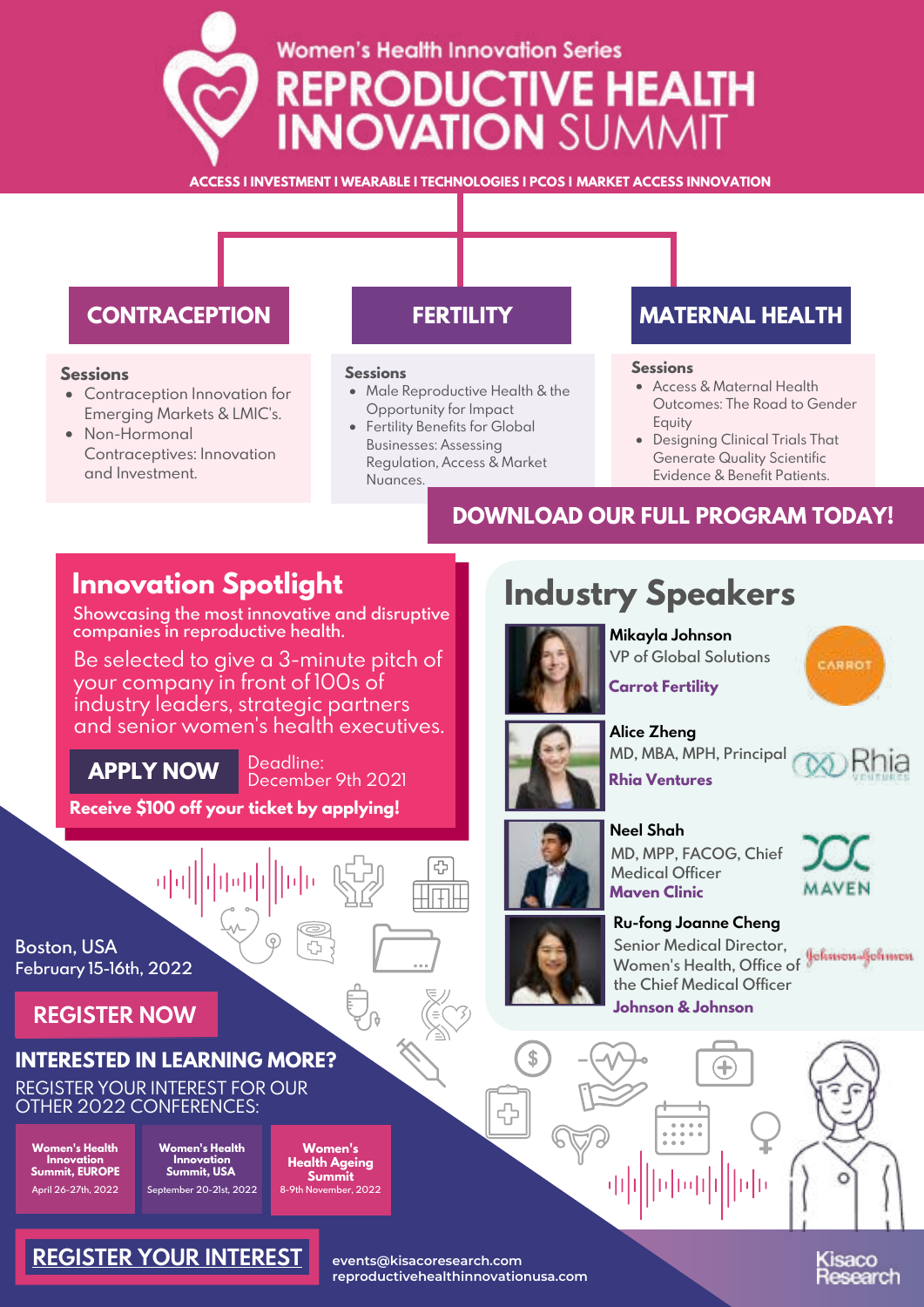Women's Health Innovation Series

# REPRODUCTIVE HEALTH INNOVATION SUMMIT

ACCESS I INVESTMENT I WEARABLE I TECHNOLOGIES I PCOS I MARKET ACCESS INNOVATION

## CONTRACEPTION

**Sessions**

- Contraception Innovation for Emerging Markets & LMIC's.
- Non-Hormonal Contraceptives: Innovation and Investment.

## FERTILITY

**Sessions**

- Male Reproductive Health & the Opportunity for Impact
- Fertility Benefits for Global Businesses: Assessing Regulation, Access & Market Nuances.

## MATERNAL HEALTH

**Sessions**

- Access & Maternal Health Outcomes: The Road to Gender Equity
- Designing Clinical Trials That Generate Quality Scientific Evidence & Benefit Patients.

**DOWNLOAD OUR FULL PROGRAM TODAY!**

## Innovation Spotlight

Showcasing the most innovative and disruptive companies in reproductive health.

Be selected to give a 3-minute pitch of your company in front of 100s of industry leaders, strategic partners and senior women's health executives.

**APPLY NOW**

Deadline: December 9th 2021

**Receive $100 off your ticket by applying!**

## Industry Speakers

**Mikayla Johnson**
VP of Global Solutions
**Carrot Fertility**

**Alice Zheng**
MD, MBA, MPH, Principal
**Rhia Ventures**

**Neel Shah**
MD, MPP, FACOG, Chief Medical Officer
**Maven Clinic**

**Ru-fong Joanne Cheng**
Senior Medical Director, Women's Health, Office of the Chief Medical Officer
**Johnson & Johnson**

Boston, USA
February 15-16th, 2022

**REGISTER NOW**

## INTERESTED IN LEARNING MORE?

REGISTER YOUR INTEREST FOR OUR OTHER 2022 CONFERENCES:

- **Women's Health Innovation Summit, EUROPE** — April 26-27th, 2022
- **Women's Health Innovation Summit, USA** — September 20-21st, 2022
- **Women's Health Ageing Summit** — 8-9th November, 2022

**REGISTER YOUR INTEREST**

events@kisacoresearch.com
reproductivehealthinnovationusa.com

Kisaco Research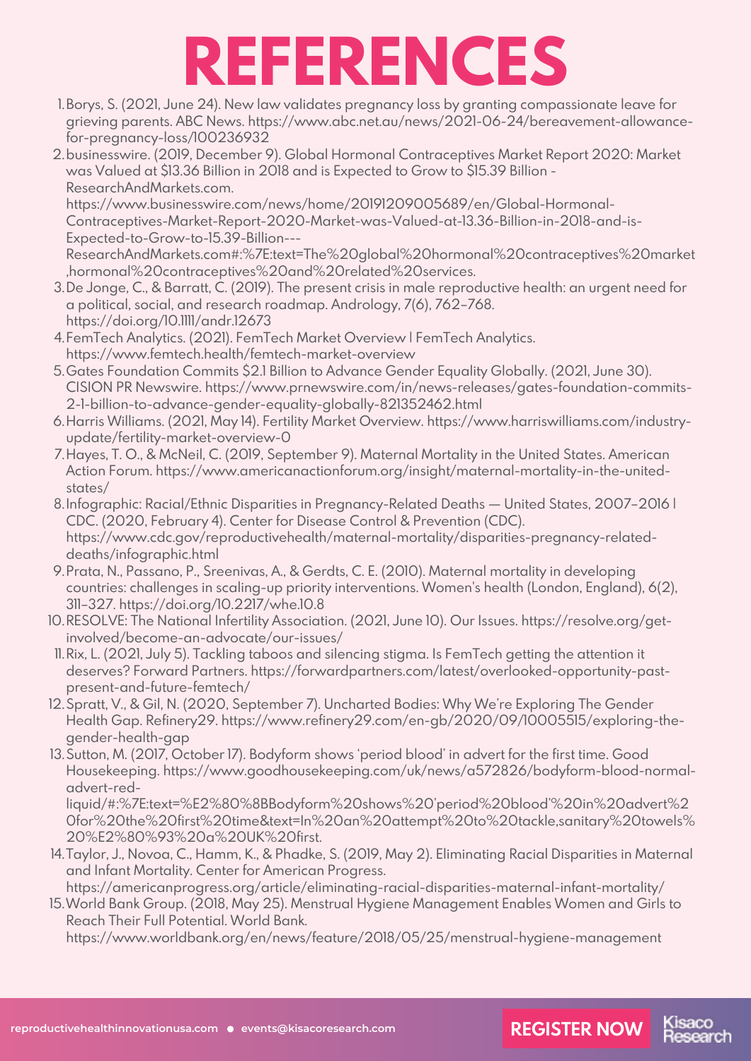# REFERENCES

1. Borys, S. (2021, June 24). New law validates pregnancy loss by granting compassionate leave for grieving parents. ABC News. https://www.abc.net.au/news/2021-06-24/bereavement-allowance-for-pregnancy-loss/100236932
2. businesswire. (2019, December 9). Global Hormonal Contraceptives Market Report 2020: Market was Valued at $13.36 Billion in 2018 and is Expected to Grow to $15.39 Billion - ResearchAndMarkets.com. https://www.businesswire.com/news/home/20191209005689/en/Global-Hormonal-Contraceptives-Market-Report-2020-Market-was-Valued-at-13.36-Billion-in-2018-and-is-Expected-to-Grow-to-15.39-Billion---ResearchAndMarkets.com#:%7E:text=The%20global%20hormonal%20contraceptives%20market,hormonal%20contraceptives%20and%20related%20services.
3. De Jonge, C., & Barratt, C. (2019). The present crisis in male reproductive health: an urgent need for a political, social, and research roadmap. Andrology, 7(6), 762–768. https://doi.org/10.1111/andr.12673
4. FemTech Analytics. (2021). FemTech Market Overview | FemTech Analytics. https://www.femtech.health/femtech-market-overview
5. Gates Foundation Commits $2.1 Billion to Advance Gender Equality Globally. (2021, June 30). CISION PR Newswire. https://www.prnewswire.com/in/news-releases/gates-foundation-commits-2-1-billion-to-advance-gender-equality-globally-821352462.html
6. Harris Williams. (2021, May 14). Fertility Market Overview. https://www.harriswilliams.com/industry-update/fertility-market-overview-0
7. Hayes, T. O., & McNeil, C. (2019, September 9). Maternal Mortality in the United States. American Action Forum. https://www.americanactionforum.org/insight/maternal-mortality-in-the-united-states/
8. Infographic: Racial/Ethnic Disparities in Pregnancy-Related Deaths — United States, 2007–2016 | CDC. (2020, February 4). Center for Disease Control & Prevention (CDC). https://www.cdc.gov/reproductivehealth/maternal-mortality/disparities-pregnancy-related-deaths/infographic.html
9. Prata, N., Passano, P., Sreenivas, A., & Gerdts, C. E. (2010). Maternal mortality in developing countries: challenges in scaling-up priority interventions. Women's health (London, England), 6(2), 311–327. https://doi.org/10.2217/whe.10.8
10. RESOLVE: The National Infertility Association. (2021, June 10). Our Issues. https://resolve.org/get-involved/become-an-advocate/our-issues/
11. Rix, L. (2021, July 5). Tackling taboos and silencing stigma. Is FemTech getting the attention it deserves? Forward Partners. https://forwardpartners.com/latest/overlooked-opportunity-past-present-and-future-femtech/
12. Spratt, V., & Gil, N. (2020, September 7). Uncharted Bodies: Why We're Exploring The Gender Health Gap. Refinery29. https://www.refinery29.com/en-gb/2020/09/10005515/exploring-the-gender-health-gap
13. Sutton, M. (2017, October 17). Bodyform shows 'period blood' in advert for the first time. Good Housekeeping. https://www.goodhousekeeping.com/uk/news/a572826/bodyform-blood-normal-advert-red-liquid/#:%7E:text=%E2%80%8BBodyform%20shows%20'period%20blood'%20in%20advert%20for%20the%20first%20time&text=In%20an%20attempt%20to%20tackle,sanitary%20towels%20%E2%80%93%20a%20UK%20first.
14. Taylor, J., Novoa, C., Hamm, K., & Phadke, S. (2019, May 2). Eliminating Racial Disparities in Maternal and Infant Mortality. Center for American Progress. https://americanprogress.org/article/eliminating-racial-disparities-maternal-infant-mortality/
15. World Bank Group. (2018, May 25). Menstrual Hygiene Management Enables Women and Girls to Reach Their Full Potential. World Bank. https://www.worldbank.org/en/news/feature/2018/05/25/menstrual-hygiene-management

reproductivehealthinnovationusa.com ● events@kisacoresearch.com

REGISTER NOW

Kisaco Research